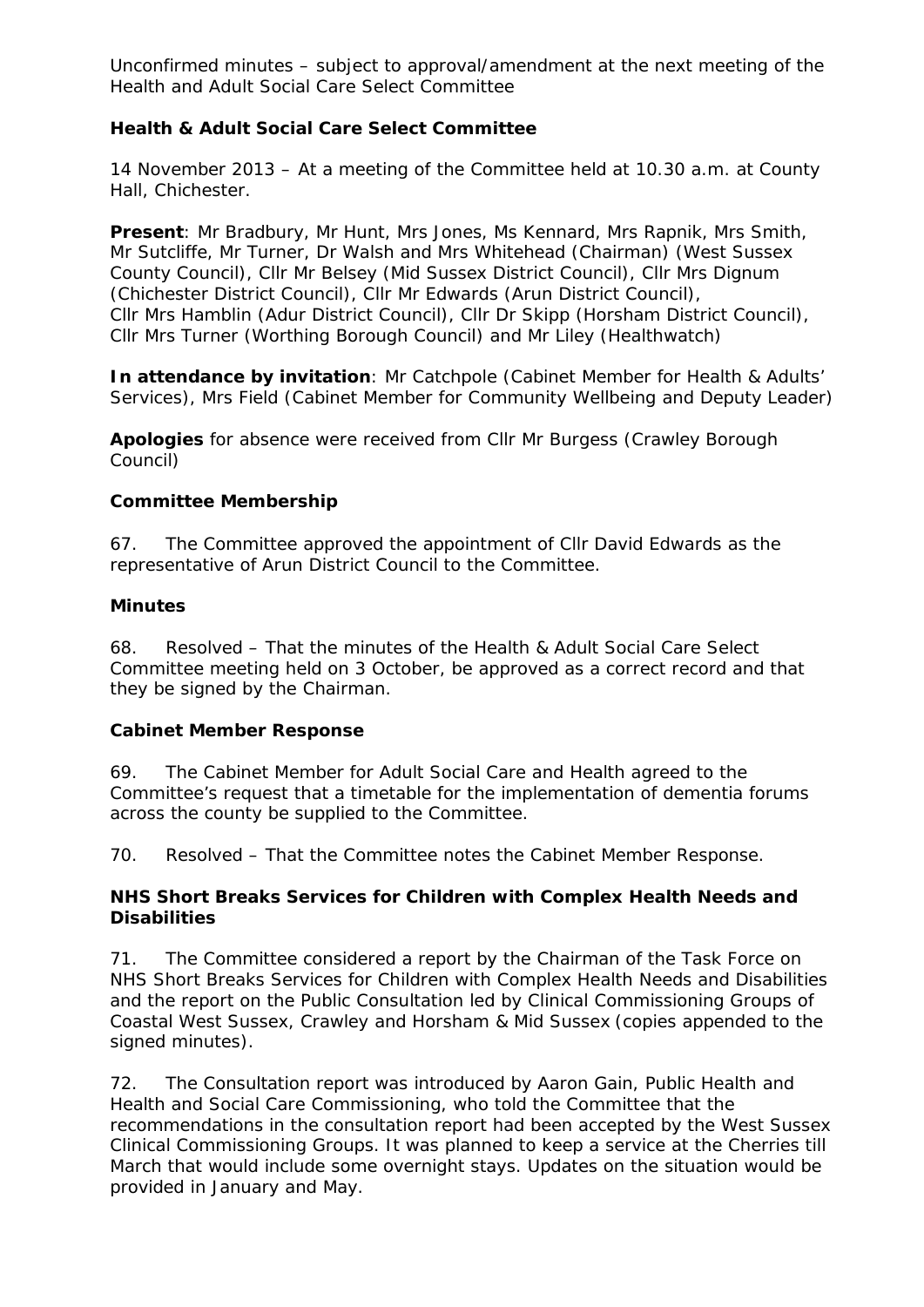Unconfirmed minutes – subject to approval/amendment at the next meeting of the Health and Adult Social Care Select Committee

## Health & Adult Social Care Select Committee

14 November 2013 – At a meeting of the Committee held at 10.30 a.m. at County Hall, Chichester.

**Present**: Mr Bradbury, Mr Hunt, Mrs Jones, Ms Kennard, Mrs Rapnik, Mrs Smith, Mr Sutcliffe, Mr Turner, Dr Walsh and Mrs Whitehead (Chairman) (West Sussex County Council), Cllr Mr Belsey (Mid Sussex District Council), Cllr Mrs Dignum (Chichester District Council), Cllr Mr Edwards (Arun District Council), Cllr Mrs Hamblin (Adur District Council), Cllr Dr Skipp (Horsham District Council), Cllr Mrs Turner (Worthing Borough Council) and Mr Liley (Healthwatch)

**In attendance by invitation**: Mr Catchpole (Cabinet Member for Health & Adults' Services), Mrs Field (Cabinet Member for Community Wellbeing and Deputy Leader)

**Apologies** for absence were received from Cllr Mr Burgess (Crawley Borough Council)

### Committee Membership

67. The Committee approved the appointment of Cllr David Edwards as the representative of Arun District Council to the Committee.

### Minutes

68. Resolved – That the minutes of the Health & Adult Social Care Select Committee meeting held on 3 October, be approved as a correct record and that they be signed by the Chairman.

### Cabinet Member Response

69. The Cabinet Member for Adult Social Care and Health agreed to the Committee's request that a timetable for the implementation of dementia forums across the county be supplied to the Committee.

70. Resolved – That the Committee notes the Cabinet Member Response.

### NHS Short Breaks Services for Children with Complex Health Needs and Disabilities

71. The Committee considered a report by the Chairman of the Task Force on NHS Short Breaks Services for Children with Complex Health Needs and Disabilities and the report on the Public Consultation led by Clinical Commissioning Groups of Coastal West Sussex, Crawley and Horsham & Mid Sussex (copies appended to the signed minutes).

72. The Consultation report was introduced by Aaron Gain, Public Health and Health and Social Care Commissioning, who told the Committee that the recommendations in the consultation report had been accepted by the West Sussex Clinical Commissioning Groups. It was planned to keep a service at the Cherries till March that would include some overnight stays. Updates on the situation would be provided in January and May.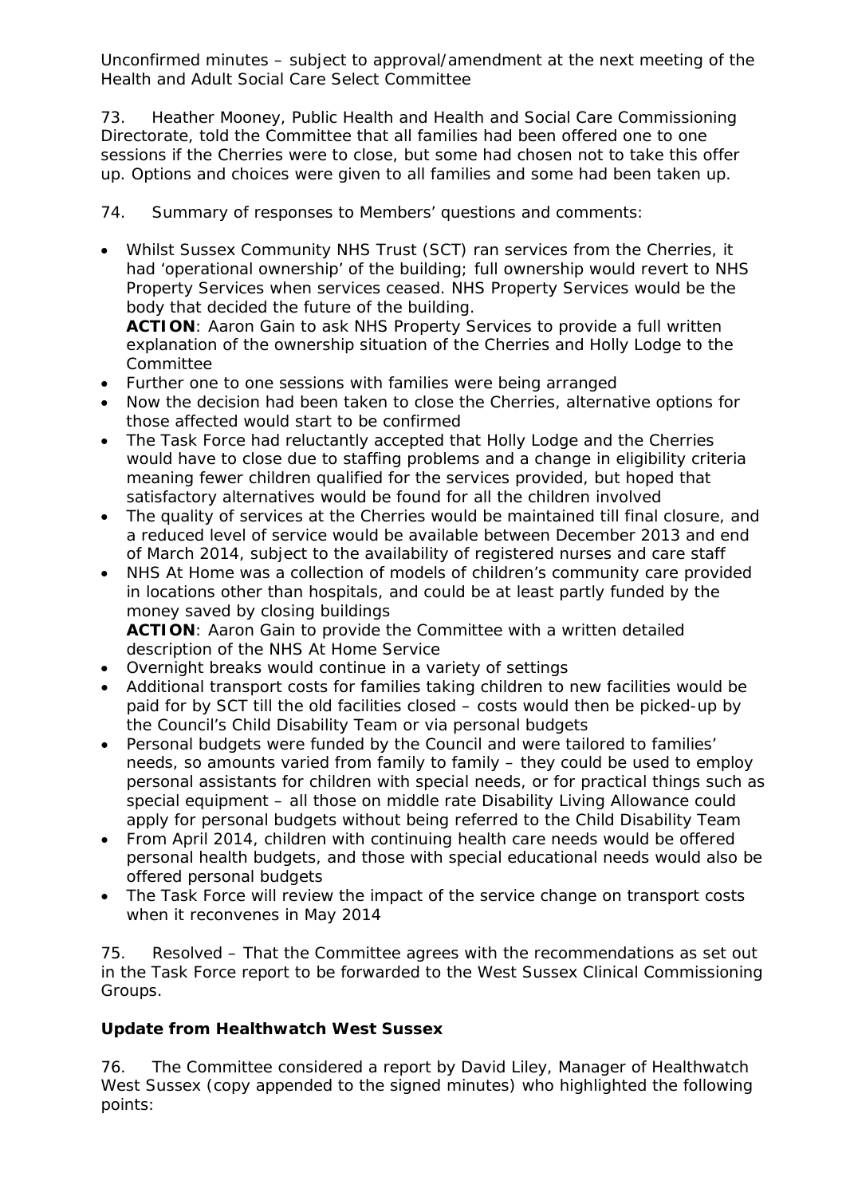Unconfirmed minutes – subject to approval/amendment at the next meeting of the Health and Adult Social Care Select Committee

73. Heather Mooney, Public Health and Health and Social Care Commissioning Directorate, told the Committee that all families had been offered one to one sessions if the Cherries were to close, but some had chosen not to take this offer up. Options and choices were given to all families and some had been taken up.

74. Summary of responses to Members' questions and comments:

- Whilst Sussex Community NHS Trust (SCT) ran services from the Cherries, it had 'operational ownership' of the building; full ownership would revert to NHS Property Services when services ceased. NHS Property Services would be the body that decided the future of the building.
  **ACTION**: Aaron Gain to ask NHS Property Services to provide a full written explanation of the ownership situation of the Cherries and Holly Lodge to the Committee
- Further one to one sessions with families were being arranged
- Now the decision had been taken to close the Cherries, alternative options for those affected would start to be confirmed
- The Task Force had reluctantly accepted that Holly Lodge and the Cherries would have to close due to staffing problems and a change in eligibility criteria meaning fewer children qualified for the services provided, but hoped that satisfactory alternatives would be found for all the children involved
- The quality of services at the Cherries would be maintained till final closure, and a reduced level of service would be available between December 2013 and end of March 2014, subject to the availability of registered nurses and care staff
- NHS At Home was a collection of models of children's community care provided in locations other than hospitals, and could be at least partly funded by the money saved by closing buildings
  **ACTION**: Aaron Gain to provide the Committee with a written detailed description of the NHS At Home Service
- Overnight breaks would continue in a variety of settings
- Additional transport costs for families taking children to new facilities would be paid for by SCT till the old facilities closed – costs would then be picked-up by the Council's Child Disability Team or via personal budgets
- Personal budgets were funded by the Council and were tailored to families' needs, so amounts varied from family to family – they could be used to employ personal assistants for children with special needs, or for practical things such as special equipment – all those on middle rate Disability Living Allowance could apply for personal budgets without being referred to the Child Disability Team
- From April 2014, children with continuing health care needs would be offered personal health budgets, and those with special educational needs would also be offered personal budgets
- The Task Force will review the impact of the service change on transport costs when it reconvenes in May 2014

75. Resolved – That the Committee agrees with the recommendations as set out in the Task Force report to be forwarded to the West Sussex Clinical Commissioning Groups.

**Update from Healthwatch West Sussex**

76. The Committee considered a report by David Liley, Manager of Healthwatch West Sussex (copy appended to the signed minutes) who highlighted the following points: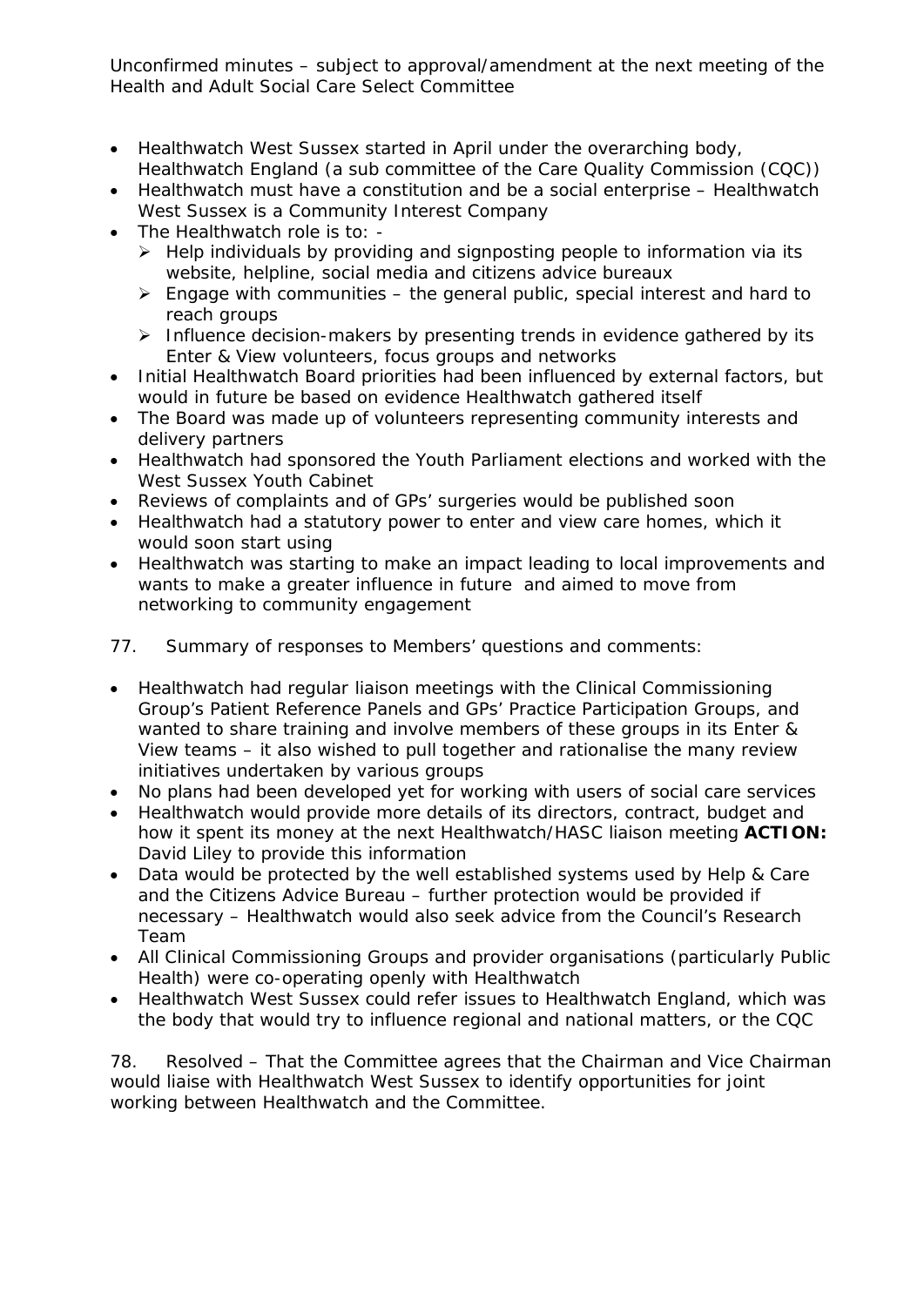- Healthwatch West Sussex started in April under the overarching body, Healthwatch England (a sub committee of the Care Quality Commission (CQC))
- Healthwatch must have a constitution and be a social enterprise – Healthwatch West Sussex is a Community Interest Company
- The Healthwatch role is to: -
  - Help individuals by providing and signposting people to information via its website, helpline, social media and citizens advice bureaux
  - Engage with communities – the general public, special interest and hard to reach groups
  - Influence decision-makers by presenting trends in evidence gathered by its Enter & View volunteers, focus groups and networks
- Initial Healthwatch Board priorities had been influenced by external factors, but would in future be based on evidence Healthwatch gathered itself
- The Board was made up of volunteers representing community interests and delivery partners
- Healthwatch had sponsored the Youth Parliament elections and worked with the West Sussex Youth Cabinet
- Reviews of complaints and of GPs' surgeries would be published soon
- Healthwatch had a statutory power to enter and view care homes, which it would soon start using
- Healthwatch was starting to make an impact leading to local improvements and wants to make a greater influence in future and aimed to move from networking to community engagement

77. Summary of responses to Members' questions and comments:

- Healthwatch had regular liaison meetings with the Clinical Commissioning Group's Patient Reference Panels and GPs' Practice Participation Groups, and wanted to share training and involve members of these groups in its Enter & View teams – it also wished to pull together and rationalise the many review initiatives undertaken by various groups
- No plans had been developed yet for working with users of social care services
- Healthwatch would provide more details of its directors, contract, budget and how it spent its money at the next Healthwatch/HASC liaison meeting **ACTION:** David Liley to provide this information
- Data would be protected by the well established systems used by Help & Care and the Citizens Advice Bureau – further protection would be provided if necessary – Healthwatch would also seek advice from the Council's Research Team
- All Clinical Commissioning Groups and provider organisations (particularly Public Health) were co-operating openly with Healthwatch
- Healthwatch West Sussex could refer issues to Healthwatch England, which was the body that would try to influence regional and national matters, or the CQC

78. Resolved – That the Committee agrees that the Chairman and Vice Chairman would liaise with Healthwatch West Sussex to identify opportunities for joint working between Healthwatch and the Committee.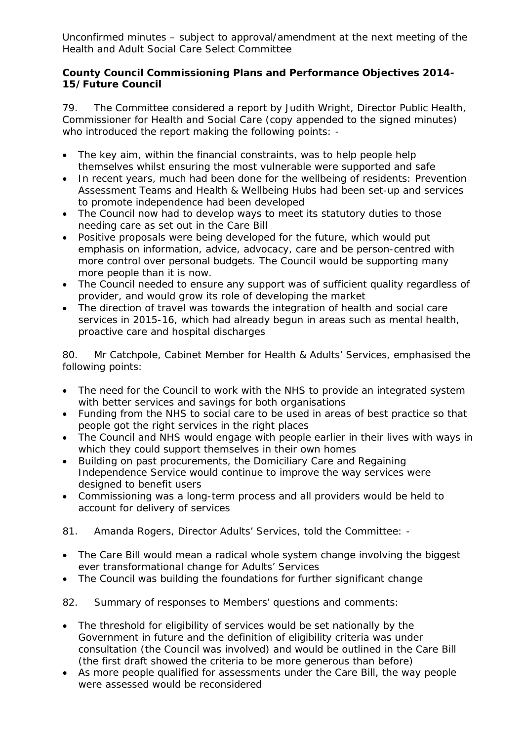Unconfirmed minutes – subject to approval/amendment at the next meeting of the Health and Adult Social Care Select Committee

**County Council Commissioning Plans and Performance Objectives 2014-15/Future Council**

79. The Committee considered a report by Judith Wright, Director Public Health, Commissioner for Health and Social Care (copy appended to the signed minutes) who introduced the report making the following points: -

- The key aim, within the financial constraints, was to help people help themselves whilst ensuring the most vulnerable were supported and safe
- In recent years, much had been done for the wellbeing of residents: Prevention Assessment Teams and Health & Wellbeing Hubs had been set-up and services to promote independence had been developed
- The Council now had to develop ways to meet its statutory duties to those needing care as set out in the Care Bill
- Positive proposals were being developed for the future, which would put emphasis on information, advice, advocacy, care and be person-centred with more control over personal budgets. The Council would be supporting many more people than it is now.
- The Council needed to ensure any support was of sufficient quality regardless of provider, and would grow its role of developing the market
- The direction of travel was towards the integration of health and social care services in 2015-16, which had already begun in areas such as mental health, proactive care and hospital discharges

80. Mr Catchpole, Cabinet Member for Health & Adults' Services, emphasised the following points:

- The need for the Council to work with the NHS to provide an integrated system with better services and savings for both organisations
- Funding from the NHS to social care to be used in areas of best practice so that people got the right services in the right places
- The Council and NHS would engage with people earlier in their lives with ways in which they could support themselves in their own homes
- Building on past procurements, the Domiciliary Care and Regaining Independence Service would continue to improve the way services were designed to benefit users
- Commissioning was a long-term process and all providers would be held to account for delivery of services

81. Amanda Rogers, Director Adults' Services, told the Committee: -

- The Care Bill would mean a radical whole system change involving the biggest ever transformational change for Adults' Services
- The Council was building the foundations for further significant change

82. Summary of responses to Members' questions and comments:

- The threshold for eligibility of services would be set nationally by the Government in future and the definition of eligibility criteria was under consultation (the Council was involved) and would be outlined in the Care Bill (the first draft showed the criteria to be more generous than before)
- As more people qualified for assessments under the Care Bill, the way people were assessed would be reconsidered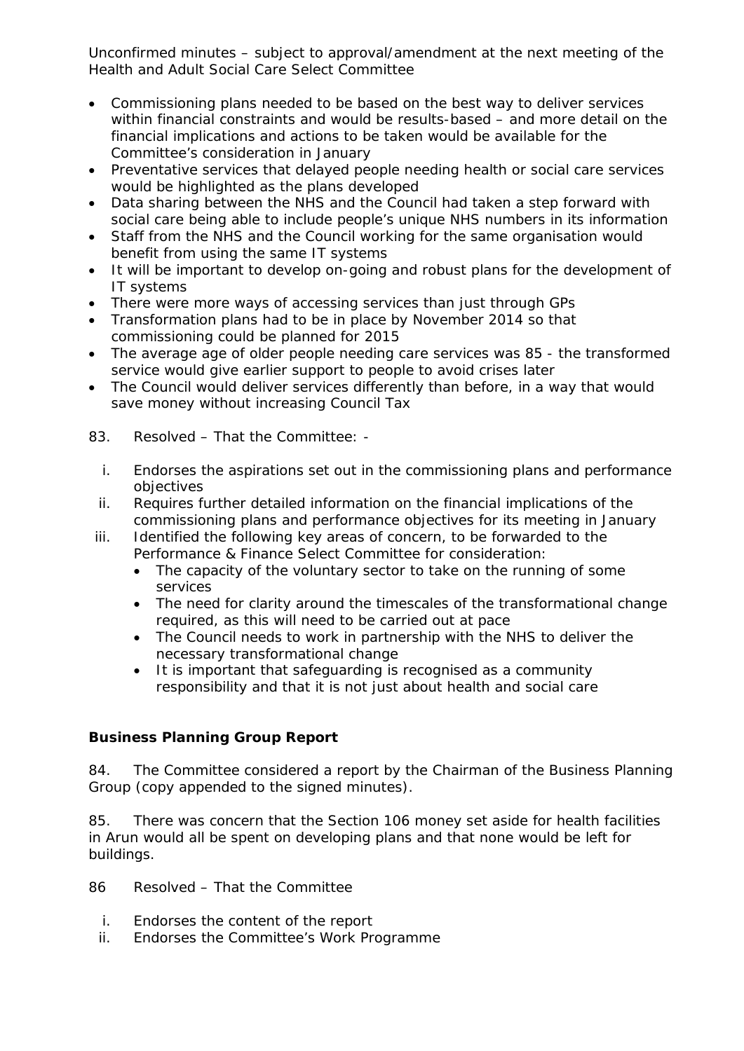Unconfirmed minutes – subject to approval/amendment at the next meeting of the Health and Adult Social Care Select Committee

- Commissioning plans needed to be based on the best way to deliver services within financial constraints and would be results-based – and more detail on the financial implications and actions to be taken would be available for the Committee's consideration in January
- Preventative services that delayed people needing health or social care services would be highlighted as the plans developed
- Data sharing between the NHS and the Council had taken a step forward with social care being able to include people's unique NHS numbers in its information
- Staff from the NHS and the Council working for the same organisation would benefit from using the same IT systems
- It will be important to develop on-going and robust plans for the development of IT systems
- There were more ways of accessing services than just through GPs
- Transformation plans had to be in place by November 2014 so that commissioning could be planned for 2015
- The average age of older people needing care services was 85 - the transformed service would give earlier support to people to avoid crises later
- The Council would deliver services differently than before, in a way that would save money without increasing Council Tax

83. Resolved – That the Committee: -

i. Endorses the aspirations set out in the commissioning plans and performance objectives
ii. Requires further detailed information on the financial implications of the commissioning plans and performance objectives for its meeting in January
iii. Identified the following key areas of concern, to be forwarded to the Performance & Finance Select Committee for consideration:
    - The capacity of the voluntary sector to take on the running of some services
    - The need for clarity around the timescales of the transformational change required, as this will need to be carried out at pace
    - The Council needs to work in partnership with the NHS to deliver the necessary transformational change
    - It is important that safeguarding is recognised as a community responsibility and that it is not just about health and social care

**Business Planning Group Report**

84. The Committee considered a report by the Chairman of the Business Planning Group (copy appended to the signed minutes).

85. There was concern that the Section 106 money set aside for health facilities in Arun would all be spent on developing plans and that none would be left for buildings.

86 Resolved – That the Committee

i. Endorses the content of the report
ii. Endorses the Committee's Work Programme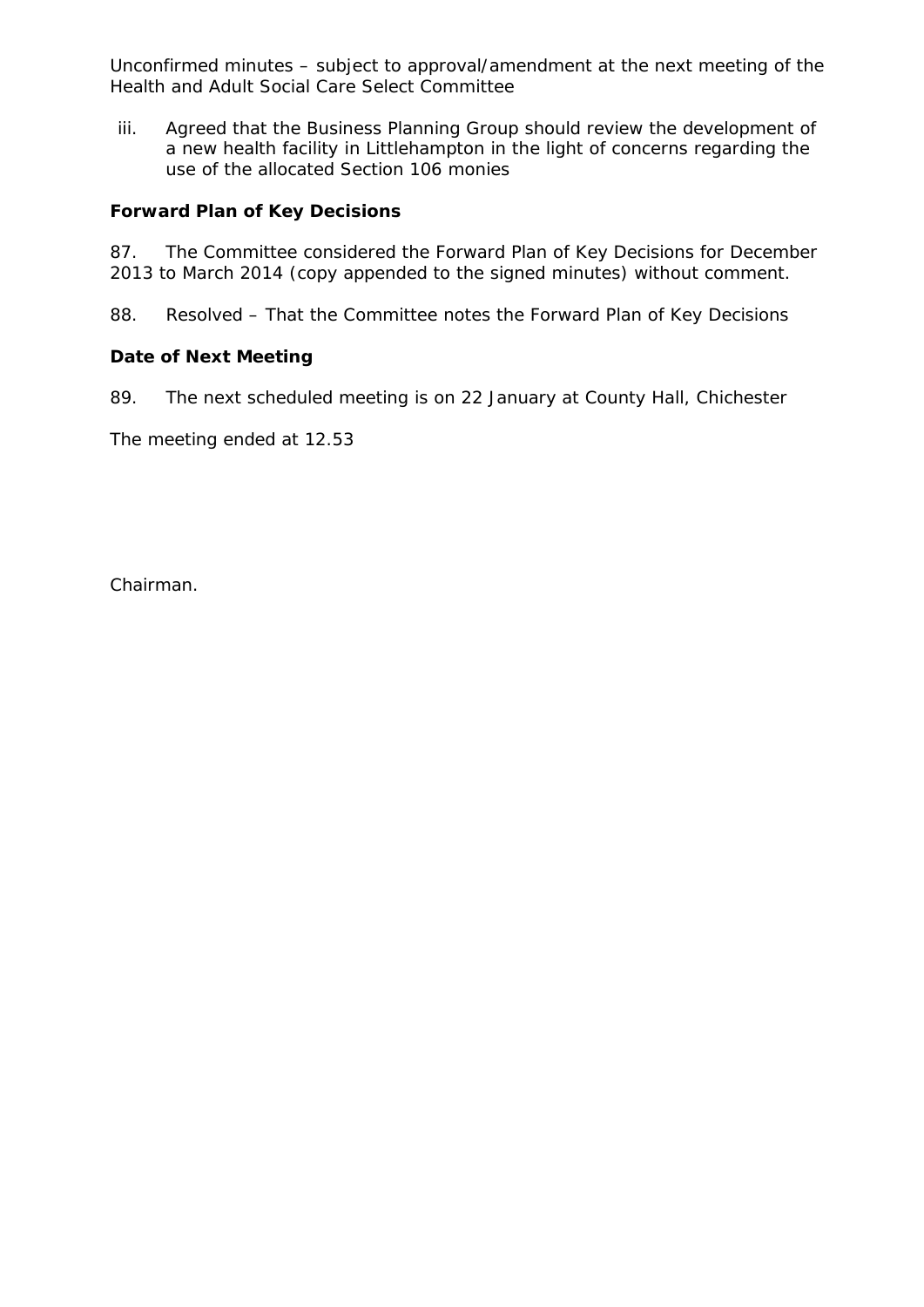Unconfirmed minutes – subject to approval/amendment at the next meeting of the Health and Adult Social Care Select Committee

iii. Agreed that the Business Planning Group should review the development of a new health facility in Littlehampton in the light of concerns regarding the use of the allocated Section 106 monies

**Forward Plan of Key Decisions**

87. The Committee considered the Forward Plan of Key Decisions for December 2013 to March 2014 (copy appended to the signed minutes) without comment.

88. Resolved – That the Committee notes the Forward Plan of Key Decisions

**Date of Next Meeting**

89. The next scheduled meeting is on 22 January at County Hall, Chichester

The meeting ended at 12.53

Chairman.